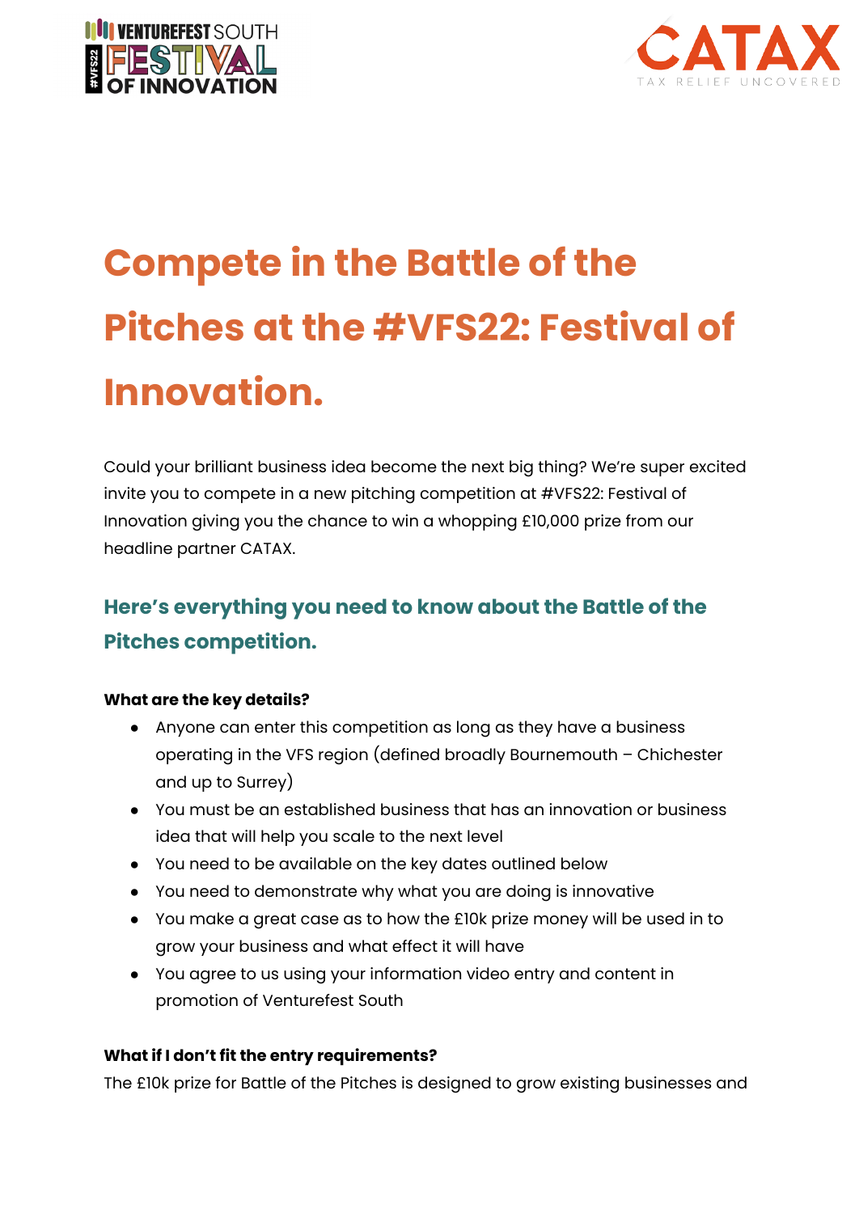# Compete in the Battle of the Pitches at the #VFS22: Festival of Innovation.

Could your brilliant business idea become the next big thing? We're super excited invite you to compete in a new pitching competition at #VFS22: Festival of Innovation giving you the chance to win a whopping £10,000 prize from our headline partner CATAX.

## Here's everything you need to know about the Battle of the Pitches competition.

**What are the key details?**

- Anyone can enter this competition as long as they have a business operating in the VFS region (defined broadly Bournemouth – Chichester and up to Surrey)
- You must be an established business that has an innovation or business idea that will help you scale to the next level
- You need to be available on the key dates outlined below
- You need to demonstrate why what you are doing is innovative
- You make a great case as to how the £10k prize money will be used in to grow your business and what effect it will have
- You agree to us using your information video entry and content in promotion of Venturefest South

**What if I don't fit the entry requirements?**

The £10k prize for Battle of the Pitches is designed to grow existing businesses and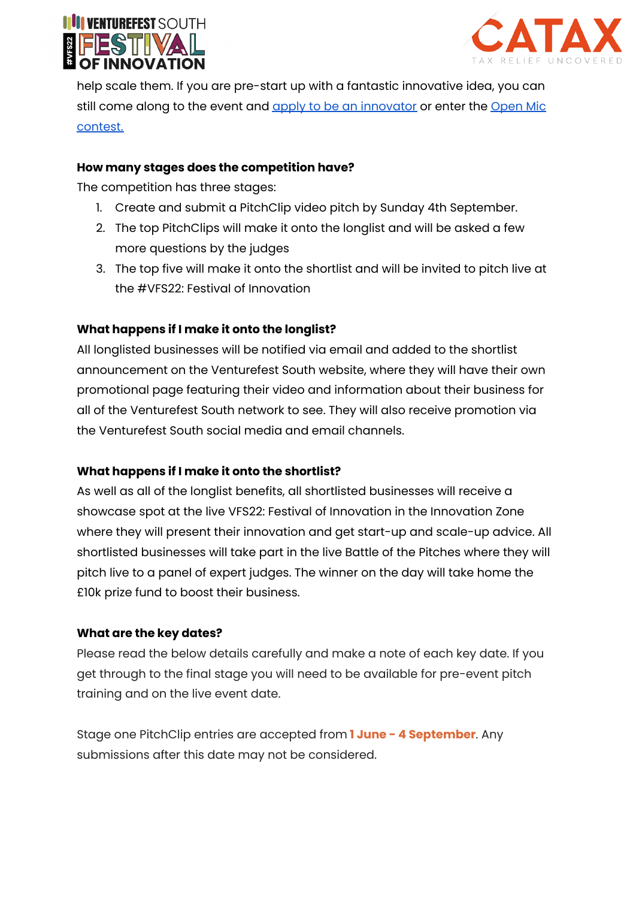help scale them. If you are pre-start up with a fantastic innovative idea, you can still come along to the event and apply to be an innovator or enter the Open Mic contest.

**How many stages does the competition have?**

The competition has three stages:

1. Create and submit a PitchClip video pitch by Sunday 4th September.
2. The top PitchClips will make it onto the longlist and will be asked a few more questions by the judges
3. The top five will make it onto the shortlist and will be invited to pitch live at the #VFS22: Festival of Innovation

**What happens if I make it onto the longlist?**

All longlisted businesses will be notified via email and added to the shortlist announcement on the Venturefest South website, where they will have their own promotional page featuring their video and information about their business for all of the Venturefest South network to see. They will also receive promotion via the Venturefest South social media and email channels.

**What happens if I make it onto the shortlist?**

As well as all of the longlist benefits, all shortlisted businesses will receive a showcase spot at the live VFS22: Festival of Innovation in the Innovation Zone where they will present their innovation and get start-up and scale-up advice. All shortlisted businesses will take part in the live Battle of the Pitches where they will pitch live to a panel of expert judges. The winner on the day will take home the £10k prize fund to boost their business.

**What are the key dates?**

Please read the below details carefully and make a note of each key date. If you get through to the final stage you will need to be available for pre-event pitch training and on the live event date.

Stage one PitchClip entries are accepted from **1 June - 4 September**. Any submissions after this date may not be considered.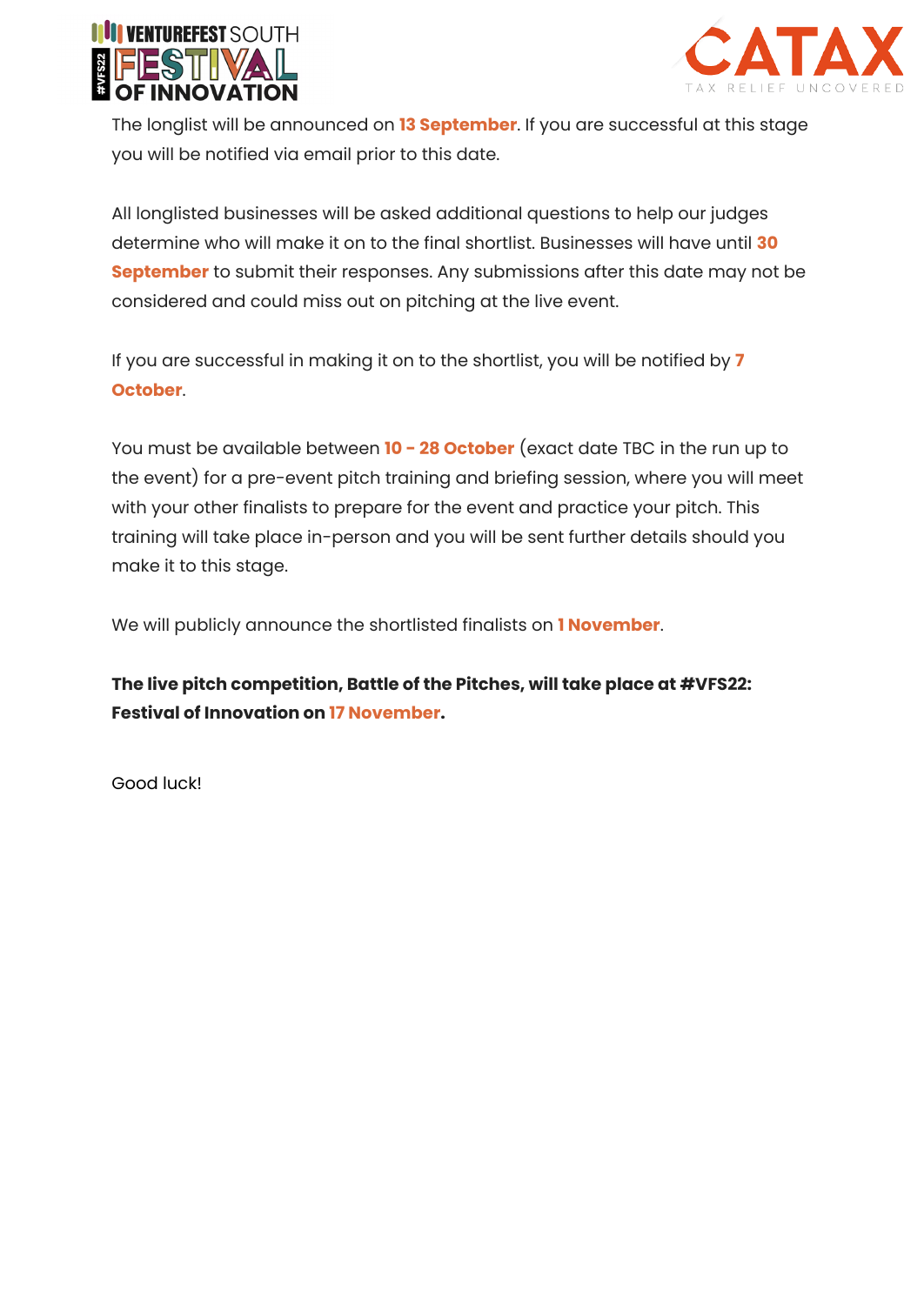The longlist will be announced on **13 September**. If you are successful at this stage you will be notified via email prior to this date.

All longlisted businesses will be asked additional questions to help our judges determine who will make it on to the final shortlist. Businesses will have until **30 September** to submit their responses. Any submissions after this date may not be considered and could miss out on pitching at the live event.

If you are successful in making it on to the shortlist, you will be notified by **7 October**.

You must be available between **10 - 28 October** (exact date TBC in the run up to the event) for a pre-event pitch training and briefing session, where you will meet with your other finalists to prepare for the event and practice your pitch. This training will take place in-person and you will be sent further details should you make it to this stage.

We will publicly announce the shortlisted finalists on **1 November**.

**The live pitch competition, Battle of the Pitches, will take place at #VFS22: Festival of Innovation on 17 November.**

Good luck!